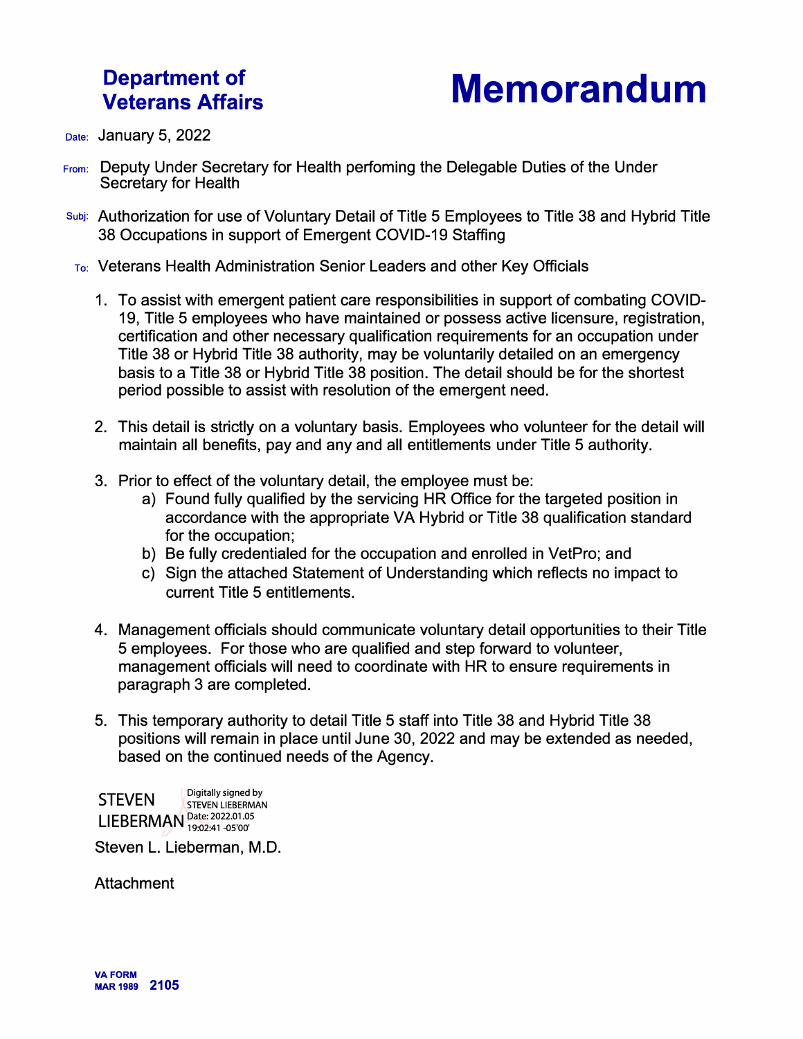**Department of Veterans Affairs**

# Memorandum

Date: January 5, 2022

From: Deputy Under Secretary for Health perfoming the Delegable Duties of the Under Secretary for Health

Subj: Authorization for use of Voluntary Detail of Title 5 Employees to Title 38 and Hybrid Title 38 Occupations in support of Emergent COVID-19 Staffing

To: Veterans Health Administration Senior Leaders and other Key Officials

1. To assist with emergent patient care responsibilities in support of combating COVID-19, Title 5 employees who have maintained or possess active licensure, registration, certification and other necessary qualification requirements for an occupation under Title 38 or Hybrid Title 38 authority, may be voluntarily detailed on an emergency basis to a Title 38 or Hybrid Title 38 position. The detail should be for the shortest period possible to assist with resolution of the emergent need.

2. This detail is strictly on a voluntary basis. Employees who volunteer for the detail will maintain all benefits, pay and any and all entitlements under Title 5 authority.

3. Prior to effect of the voluntary detail, the employee must be:
   a) Found fully qualified by the servicing HR Office for the targeted position in accordance with the appropriate VA Hybrid or Title 38 qualification standard for the occupation;
   b) Be fully credentialed for the occupation and enrolled in VetPro; and
   c) Sign the attached Statement of Understanding which reflects no impact to current Title 5 entitlements.

4. Management officials should communicate voluntary detail opportunities to their Title 5 employees. For those who are qualified and step forward to volunteer, management officials will need to coordinate with HR to ensure requirements in paragraph 3 are completed.

5. This temporary authority to detail Title 5 staff into Title 38 and Hybrid Title 38 positions will remain in place until June 30, 2022 and may be extended as needed, based on the continued needs of the Agency.

STEVEN LIEBERMAN Digitally signed by STEVEN LIEBERMAN Date: 2022.01.05 19:02:41 -05'00'

Steven L. Lieberman, M.D.

Attachment

VA FORM MAR 1989 2105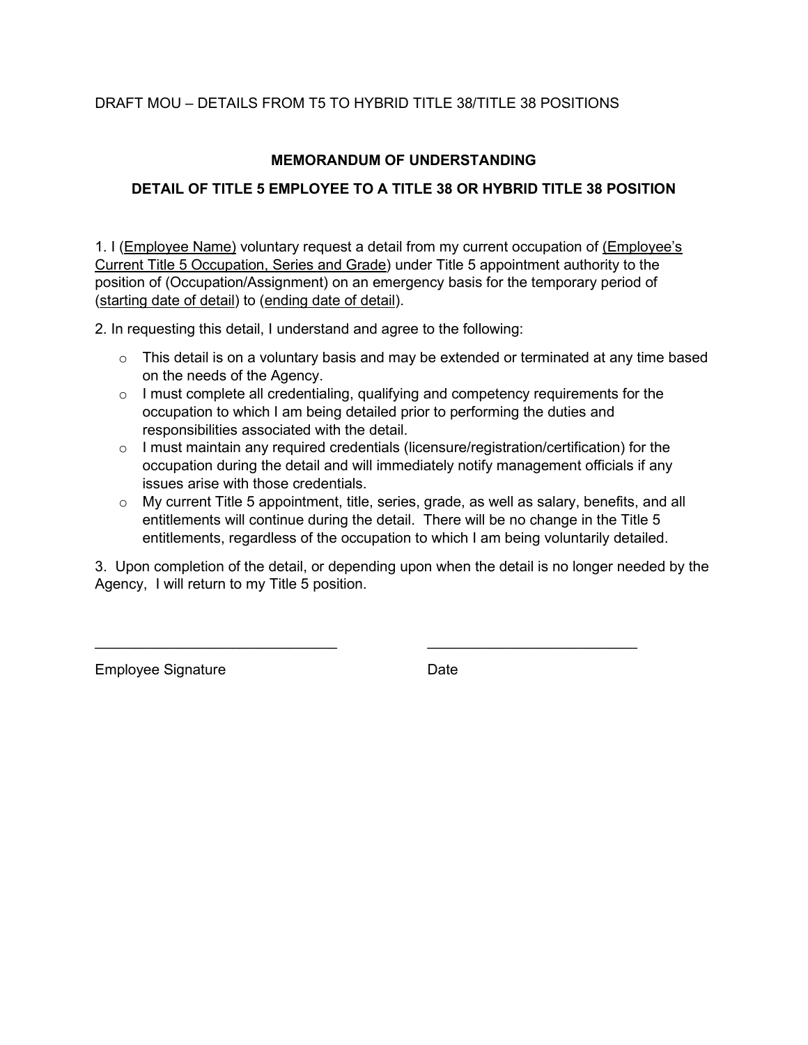DRAFT MOU – DETAILS FROM T5 TO HYBRID TITLE 38/TITLE 38 POSITIONS

**MEMORANDUM OF UNDERSTANDING**

**DETAIL OF TITLE 5 EMPLOYEE TO A TITLE 38 OR HYBRID TITLE 38 POSITION**

1. I (<u>Employee Name)</u> voluntary request a detail from my current occupation of <u>(Employee's Current Title 5 Occupation, Series and Grade</u>) under Title 5 appointment authority to the position of (Occupation/Assignment) on an emergency basis for the temporary period of (<u>starting date of detail</u>) to (<u>ending date of detail</u>).

2. In requesting this detail, I understand and agree to the following:

- This detail is on a voluntary basis and may be extended or terminated at any time based on the needs of the Agency.
- I must complete all credentialing, qualifying and competency requirements for the occupation to which I am being detailed prior to performing the duties and responsibilities associated with the detail.
- I must maintain any required credentials (licensure/registration/certification) for the occupation during the detail and will immediately notify management officials if any issues arise with those credentials.
- My current Title 5 appointment, title, series, grade, as well as salary, benefits, and all entitlements will continue during the detail. There will be no change in the Title 5 entitlements, regardless of the occupation to which I am being voluntarily detailed.

3. Upon completion of the detail, or depending upon when the detail is no longer needed by the Agency, I will return to my Title 5 position.

______________________________ ______________________________

Employee Signature Date